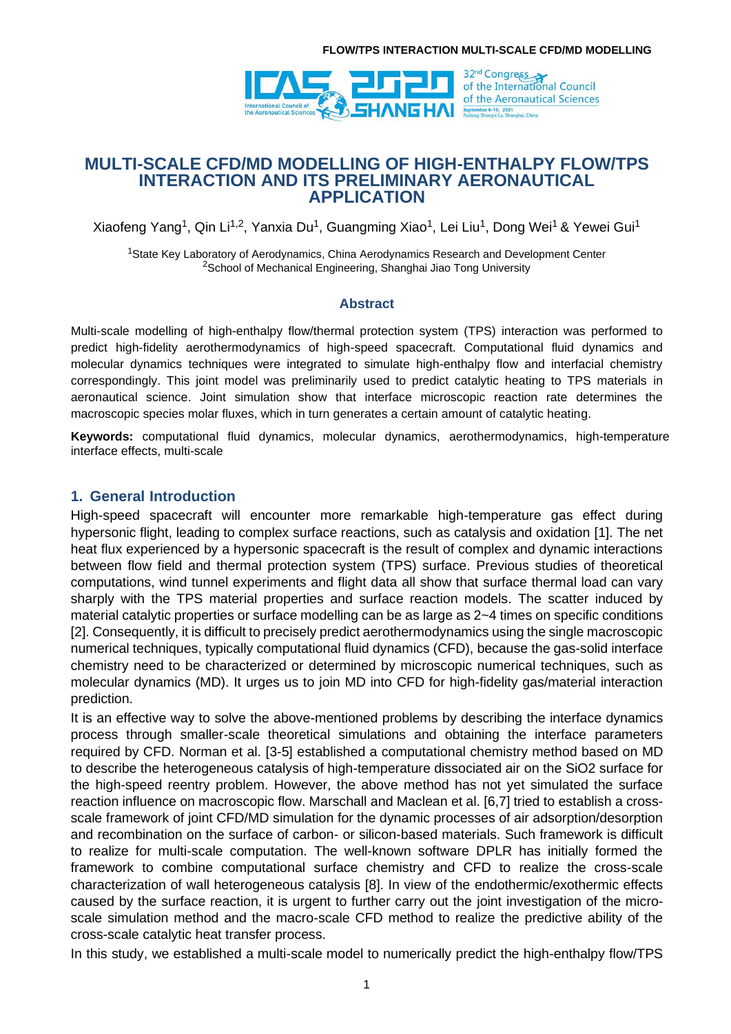# MULTI-SCALE CFD/MD MODELLING OF HIGH-ENTHALPY FLOW/TPS INTERACTION AND ITS PRELIMINARY AERONAUTICAL APPLICATION

Xiaofeng Yang[1], Qin Li[1,2], Yanxia Du[1], Guangming Xiao[1], Lei Liu[1], Dong Wei[1] & Yewei Gui[1]

[1]State Key Laboratory of Aerodynamics, China Aerodynamics Research and Development Center
[2]School of Mechanical Engineering, Shanghai Jiao Tong University

## Abstract

Multi-scale modelling of high-enthalpy flow/thermal protection system (TPS) interaction was performed to predict high-fidelity aerothermodynamics of high-speed spacecraft. Computational fluid dynamics and molecular dynamics techniques were integrated to simulate high-enthalpy flow and interfacial chemistry correspondingly. This joint model was preliminarily used to predict catalytic heating to TPS materials in aeronautical science. Joint simulation show that interface microscopic reaction rate determines the macroscopic species molar fluxes, which in turn generates a certain amount of catalytic heating.

**Keywords:** computational fluid dynamics, molecular dynamics, aerothermodynamics, high-temperature interface effects, multi-scale

## 1. General Introduction

High-speed spacecraft will encounter more remarkable high-temperature gas effect during hypersonic flight, leading to complex surface reactions, such as catalysis and oxidation [1]. The net heat flux experienced by a hypersonic spacecraft is the result of complex and dynamic interactions between flow field and thermal protection system (TPS) surface. Previous studies of theoretical computations, wind tunnel experiments and flight data all show that surface thermal load can vary sharply with the TPS material properties and surface reaction models. The scatter induced by material catalytic properties or surface modelling can be as large as 2~4 times on specific conditions [2]. Consequently, it is difficult to precisely predict aerothermodynamics using the single macroscopic numerical techniques, typically computational fluid dynamics (CFD), because the gas-solid interface chemistry need to be characterized or determined by microscopic numerical techniques, such as molecular dynamics (MD). It urges us to join MD into CFD for high-fidelity gas/material interaction prediction.

It is an effective way to solve the above-mentioned problems by describing the interface dynamics process through smaller-scale theoretical simulations and obtaining the interface parameters required by CFD. Norman et al. [3-5] established a computational chemistry method based on MD to describe the heterogeneous catalysis of high-temperature dissociated air on the $SiO_2$ surface for the high-speed reentry problem. However, the above method has not yet simulated the surface reaction influence on macroscopic flow. Marschall and Maclean et al. [6,7] tried to establish a cross-scale framework of joint CFD/MD simulation for the dynamic processes of air adsorption/desorption and recombination on the surface of carbon- or silicon-based materials. Such framework is difficult to realize for multi-scale computation. The well-known software DPLR has initially formed the framework to combine computational surface chemistry and CFD to realize the cross-scale characterization of wall heterogeneous catalysis [8]. In view of the endothermic/exothermic effects caused by the surface reaction, it is urgent to further carry out the joint investigation of the micro-scale simulation method and the macro-scale CFD method to realize the predictive ability of the cross-scale catalytic heat transfer process.

In this study, we established a multi-scale model to numerically predict the high-enthalpy flow/TPS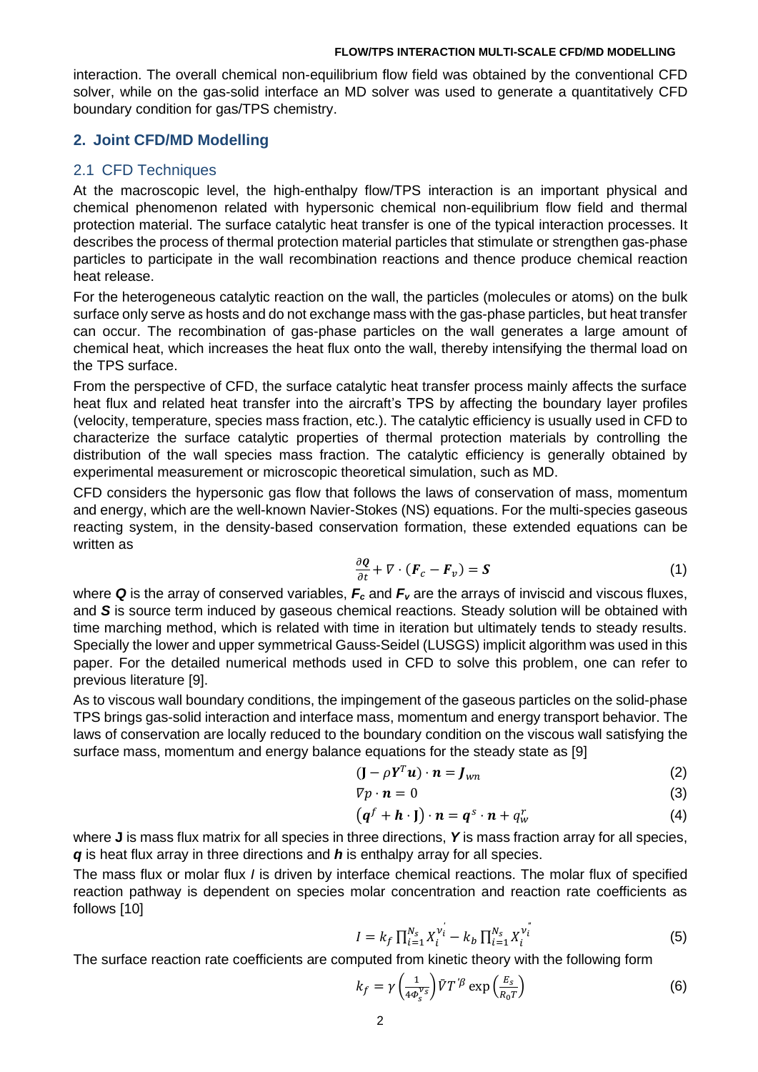interaction. The overall chemical non-equilibrium flow field was obtained by the conventional CFD solver, while on the gas-solid interface an MD solver was used to generate a quantitatively CFD boundary condition for gas/TPS chemistry.

## 2. Joint CFD/MD Modelling

### 2.1 CFD Techniques

At the macroscopic level, the high-enthalpy flow/TPS interaction is an important physical and chemical phenomenon related with hypersonic chemical non-equilibrium flow field and thermal protection material. The surface catalytic heat transfer is one of the typical interaction processes. It describes the process of thermal protection material particles that stimulate or strengthen gas-phase particles to participate in the wall recombination reactions and thence produce chemical reaction heat release.

For the heterogeneous catalytic reaction on the wall, the particles (molecules or atoms) on the bulk surface only serve as hosts and do not exchange mass with the gas-phase particles, but heat transfer can occur. The recombination of gas-phase particles on the wall generates a large amount of chemical heat, which increases the heat flux onto the wall, thereby intensifying the thermal load on the TPS surface.

From the perspective of CFD, the surface catalytic heat transfer process mainly affects the surface heat flux and related heat transfer into the aircraft's TPS by affecting the boundary layer profiles (velocity, temperature, species mass fraction, etc.). The catalytic efficiency is usually used in CFD to characterize the surface catalytic properties of thermal protection materials by controlling the distribution of the wall species mass fraction. The catalytic efficiency is generally obtained by experimental measurement or microscopic theoretical simulation, such as MD.

CFD considers the hypersonic gas flow that follows the laws of conservation of mass, momentum and energy, which are the well-known Navier-Stokes (NS) equations. For the multi-species gaseous reacting system, in the density-based conservation formation, these extended equations can be written as

$$\frac{\partial \boldsymbol{Q}}{\partial t} + \nabla \cdot (\boldsymbol{F}_c - \boldsymbol{F}_v) = \boldsymbol{S} \tag{1}$$

where $\boldsymbol{Q}$ is the array of conserved variables, $\boldsymbol{F}_c$ and $\boldsymbol{F}_v$ are the arrays of inviscid and viscous fluxes, and $\boldsymbol{S}$ is source term induced by gaseous chemical reactions. Steady solution will be obtained with time marching method, which is related with time in iteration but ultimately tends to steady results. Specially the lower and upper symmetrical Gauss-Seidel (LUSGS) implicit algorithm was used in this paper. For the detailed numerical methods used in CFD to solve this problem, one can refer to previous literature [9].

As to viscous wall boundary conditions, the impingement of the gaseous particles on the solid-phase TPS brings gas-solid interaction and interface mass, momentum and energy transport behavior. The laws of conservation are locally reduced to the boundary condition on the viscous wall satisfying the surface mass, momentum and energy balance equations for the steady state as [9]

$$(\mathbf{J} - \rho \boldsymbol{Y}^T \boldsymbol{u}) \cdot \boldsymbol{n} = \boldsymbol{J}_{wn} \tag{2}$$

$$\nabla p \cdot \boldsymbol{n} = 0 \tag{3}$$

$$\left(\boldsymbol{q}^f + \boldsymbol{h} \cdot \mathbf{J}\right) \cdot \boldsymbol{n} = \boldsymbol{q}^s \cdot \boldsymbol{n} + q_w^r \tag{4}$$

where $\mathbf{J}$ is mass flux matrix for all species in three directions, $\boldsymbol{Y}$ is mass fraction array for all species, $\boldsymbol{q}$ is heat flux array in three directions and $\boldsymbol{h}$ is enthalpy array for all species.

The mass flux or molar flux $I$ is driven by interface chemical reactions. The molar flux of specified reaction pathway is dependent on species molar concentration and reaction rate coefficients as follows [10]

$$I = k_f \prod_{i=1}^{N_s} X_i^{\nu_i'} - k_b \prod_{i=1}^{N_s} X_i^{\nu_i''} \tag{5}$$

The surface reaction rate coefficients are computed from kinetic theory with the following form

$$k_f = \gamma \left(\frac{1}{4\Phi_s^{\nu_s}}\right) \bar{V} T'^{\beta} \exp\left(\frac{E_s}{R_0 T}\right) \tag{6}$$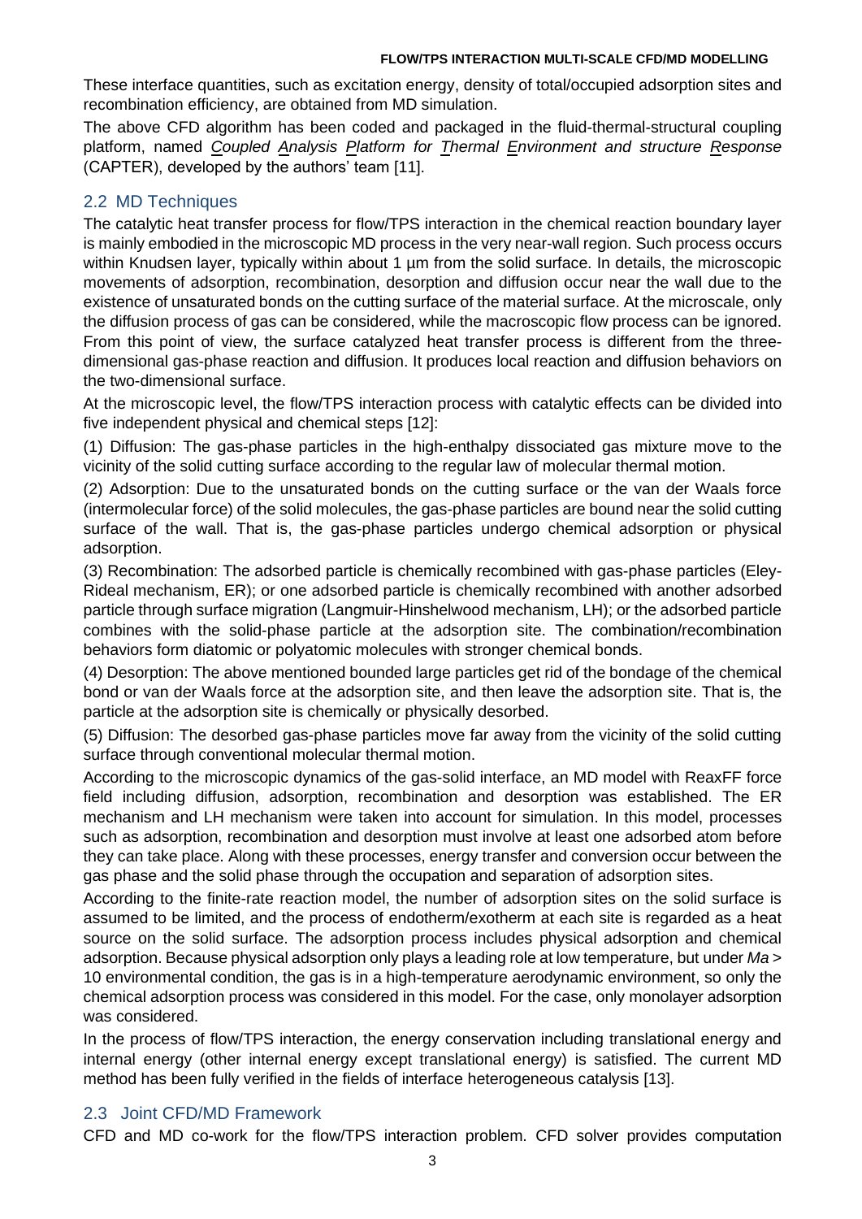These interface quantities, such as excitation energy, density of total/occupied adsorption sites and recombination efficiency, are obtained from MD simulation.

The above CFD algorithm has been coded and packaged in the fluid-thermal-structural coupling platform, named *Coupled Analysis Platform for Thermal Environment and structure Response* (CAPTER), developed by the authors' team [11].

## 2.2 MD Techniques

The catalytic heat transfer process for flow/TPS interaction in the chemical reaction boundary layer is mainly embodied in the microscopic MD process in the very near-wall region. Such process occurs within Knudsen layer, typically within about 1 μm from the solid surface. In details, the microscopic movements of adsorption, recombination, desorption and diffusion occur near the wall due to the existence of unsaturated bonds on the cutting surface of the material surface. At the microscale, only the diffusion process of gas can be considered, while the macroscopic flow process can be ignored. From this point of view, the surface catalyzed heat transfer process is different from the three-dimensional gas-phase reaction and diffusion. It produces local reaction and diffusion behaviors on the two-dimensional surface.

At the microscopic level, the flow/TPS interaction process with catalytic effects can be divided into five independent physical and chemical steps [12]:

(1) Diffusion: The gas-phase particles in the high-enthalpy dissociated gas mixture move to the vicinity of the solid cutting surface according to the regular law of molecular thermal motion.

(2) Adsorption: Due to the unsaturated bonds on the cutting surface or the van der Waals force (intermolecular force) of the solid molecules, the gas-phase particles are bound near the solid cutting surface of the wall. That is, the gas-phase particles undergo chemical adsorption or physical adsorption.

(3) Recombination: The adsorbed particle is chemically recombined with gas-phase particles (Eley-Rideal mechanism, ER); or one adsorbed particle is chemically recombined with another adsorbed particle through surface migration (Langmuir-Hinshelwood mechanism, LH); or the adsorbed particle combines with the solid-phase particle at the adsorption site. The combination/recombination behaviors form diatomic or polyatomic molecules with stronger chemical bonds.

(4) Desorption: The above mentioned bounded large particles get rid of the bondage of the chemical bond or van der Waals force at the adsorption site, and then leave the adsorption site. That is, the particle at the adsorption site is chemically or physically desorbed.

(5) Diffusion: The desorbed gas-phase particles move far away from the vicinity of the solid cutting surface through conventional molecular thermal motion.

According to the microscopic dynamics of the gas-solid interface, an MD model with ReaxFF force field including diffusion, adsorption, recombination and desorption was established. The ER mechanism and LH mechanism were taken into account for simulation. In this model, processes such as adsorption, recombination and desorption must involve at least one adsorbed atom before they can take place. Along with these processes, energy transfer and conversion occur between the gas phase and the solid phase through the occupation and separation of adsorption sites.

According to the finite-rate reaction model, the number of adsorption sites on the solid surface is assumed to be limited, and the process of endotherm/exotherm at each site is regarded as a heat source on the solid surface. The adsorption process includes physical adsorption and chemical adsorption. Because physical adsorption only plays a leading role at low temperature, but under $Ma > 10$ environmental condition, the gas is in a high-temperature aerodynamic environment, so only the chemical adsorption process was considered in this model. For the case, only monolayer adsorption was considered.

In the process of flow/TPS interaction, the energy conservation including translational energy and internal energy (other internal energy except translational energy) is satisfied. The current MD method has been fully verified in the fields of interface heterogeneous catalysis [13].

## 2.3 Joint CFD/MD Framework

CFD and MD co-work for the flow/TPS interaction problem. CFD solver provides computation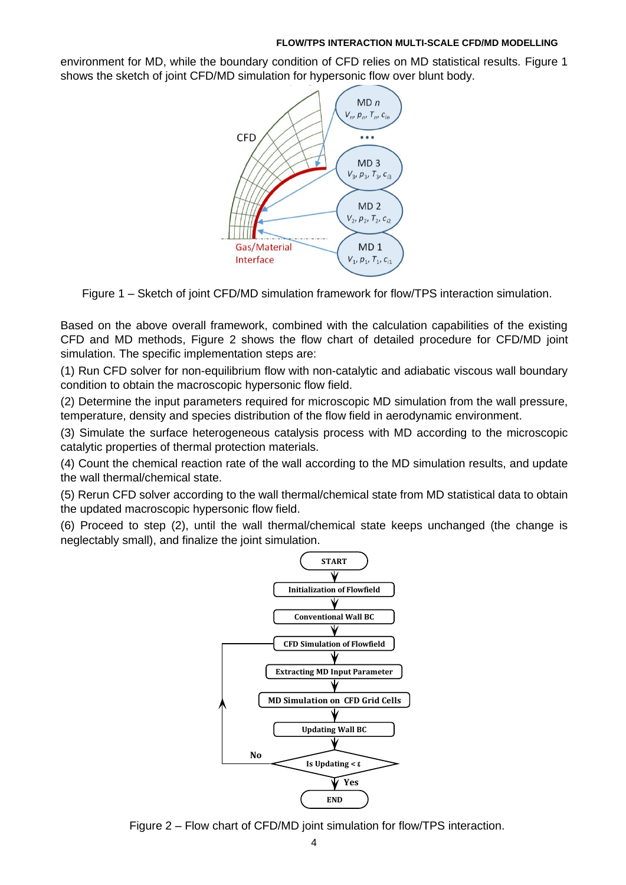environment for MD, while the boundary condition of CFD relies on MD statistical results. Figure 1 shows the sketch of joint CFD/MD simulation for hypersonic flow over blunt body.

Figure 1 – Sketch of joint CFD/MD simulation framework for flow/TPS interaction simulation.

Based on the above overall framework, combined with the calculation capabilities of the existing CFD and MD methods, Figure 2 shows the flow chart of detailed procedure for CFD/MD joint simulation. The specific implementation steps are:

(1) Run CFD solver for non-equilibrium flow with non-catalytic and adiabatic viscous wall boundary condition to obtain the macroscopic hypersonic flow field.

(2) Determine the input parameters required for microscopic MD simulation from the wall pressure, temperature, density and species distribution of the flow field in aerodynamic environment.

(3) Simulate the surface heterogeneous catalysis process with MD according to the microscopic catalytic properties of thermal protection materials.

(4) Count the chemical reaction rate of the wall according to the MD simulation results, and update the wall thermal/chemical state.

(5) Rerun CFD solver according to the wall thermal/chemical state from MD statistical data to obtain the updated macroscopic hypersonic flow field.

(6) Proceed to step (2), until the wall thermal/chemical state keeps unchanged (the change is neglectably small), and finalize the joint simulation.

Figure 2 – Flow chart of CFD/MD joint simulation for flow/TPS interaction.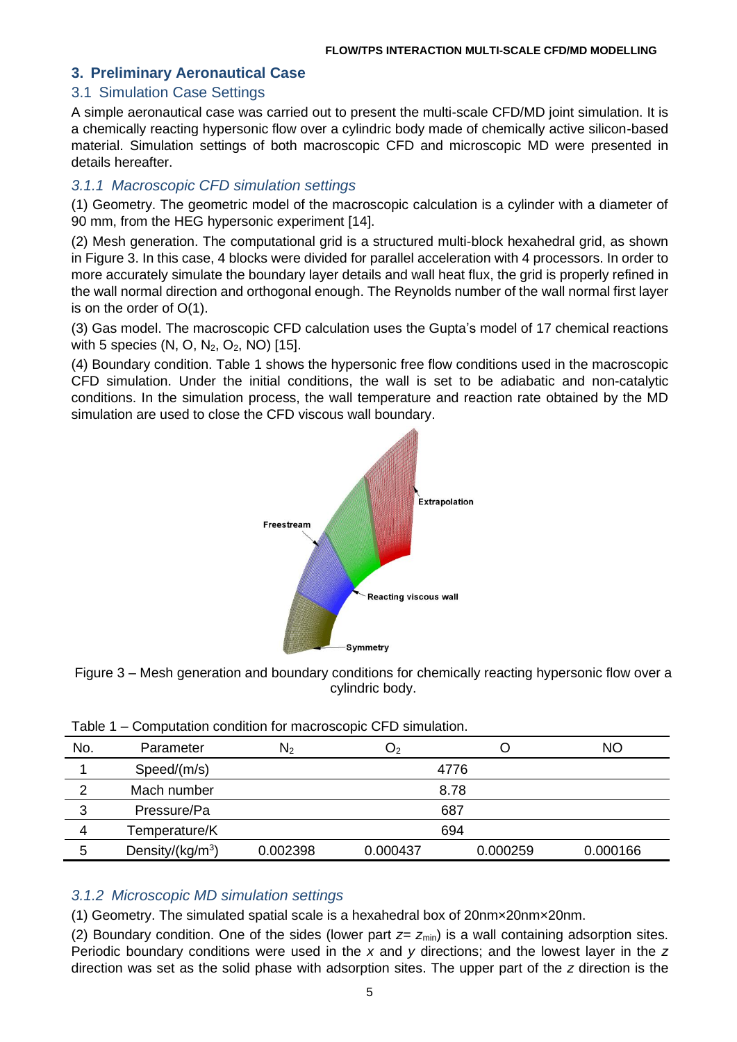## 3. Preliminary Aeronautical Case

### 3.1 Simulation Case Settings

A simple aeronautical case was carried out to present the multi-scale CFD/MD joint simulation. It is a chemically reacting hypersonic flow over a cylindric body made of chemically active silicon-based material. Simulation settings of both macroscopic CFD and microscopic MD were presented in details hereafter.

#### *3.1.1 Macroscopic CFD simulation settings*

(1) Geometry. The geometric model of the macroscopic calculation is a cylinder with a diameter of 90 mm, from the HEG hypersonic experiment [14].

(2) Mesh generation. The computational grid is a structured multi-block hexahedral grid, as shown in Figure 3. In this case, 4 blocks were divided for parallel acceleration with 4 processors. In order to more accurately simulate the boundary layer details and wall heat flux, the grid is properly refined in the wall normal direction and orthogonal enough. The Reynolds number of the wall normal first layer is on the order of O(1).

(3) Gas model. The macroscopic CFD calculation uses the Gupta's model of 17 chemical reactions with 5 species (N, O, $N_2$, $O_2$, NO) [15].

(4) Boundary condition. Table 1 shows the hypersonic free flow conditions used in the macroscopic CFD simulation. Under the initial conditions, the wall is set to be adiabatic and non-catalytic conditions. In the simulation process, the wall temperature and reaction rate obtained by the MD simulation are used to close the CFD viscous wall boundary.

Figure 3 – Mesh generation and boundary conditions for chemically reacting hypersonic flow over a cylindric body.

Table 1 – Computation condition for macroscopic CFD simulation.

| No. | Parameter | $N_2$ | $O_2$ | O | NO |
|---|---|---|---|---|---|
| 1 | Speed/(m/s) | 4776 | | | |
| 2 | Mach number | 8.78 | | | |
| 3 | Pressure/Pa | 687 | | | |
| 4 | Temperature/K | 694 | | | |
| 5 | Density/(kg/m$^3$) | 0.002398 | 0.000437 | 0.000259 | 0.000166 |

#### *3.1.2 Microscopic MD simulation settings*

(1) Geometry. The simulated spatial scale is a hexahedral box of 20nm×20nm×20nm.

(2) Boundary condition. One of the sides (lower part $z = z_{min}$) is a wall containing adsorption sites. Periodic boundary conditions were used in the $x$ and $y$ directions; and the lowest layer in the $z$ direction was set as the solid phase with adsorption sites. The upper part of the $z$ direction is the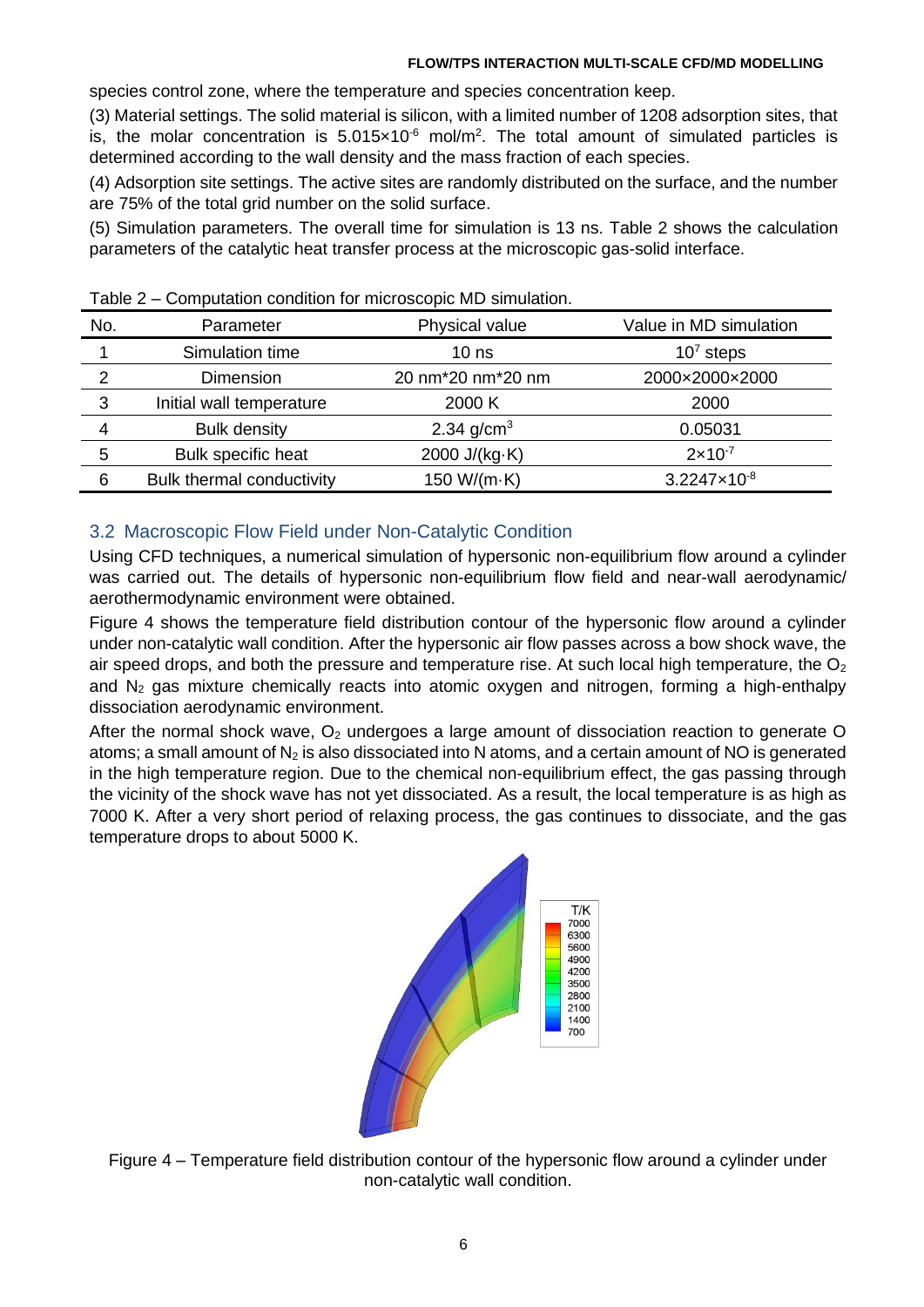species control zone, where the temperature and species concentration keep.

(3) Material settings. The solid material is silicon, with a limited number of 1208 adsorption sites, that is, the molar concentration is $5.015\times10^{-6}$ mol/m$^2$. The total amount of simulated particles is determined according to the wall density and the mass fraction of each species.

(4) Adsorption site settings. The active sites are randomly distributed on the surface, and the number are 75% of the total grid number on the solid surface.

(5) Simulation parameters. The overall time for simulation is 13 ns. Table 2 shows the calculation parameters of the catalytic heat transfer process at the microscopic gas-solid interface.

Table 2 – Computation condition for microscopic MD simulation.

| No. | Parameter | Physical value | Value in MD simulation |
|---|---|---|---|
| 1 | Simulation time | 10 ns | $10^7$ steps |
| 2 | Dimension | 20 nm*20 nm*20 nm | 2000×2000×2000 |
| 3 | Initial wall temperature | 2000 K | 2000 |
| 4 | Bulk density | 2.34 g/cm$^3$ | 0.05031 |
| 5 | Bulk specific heat | 2000 J/(kg·K) | $2\times10^{-7}$ |
| 6 | Bulk thermal conductivity | 150 W/(m·K) | $3.2247\times10^{-8}$ |

## 3.2 Macroscopic Flow Field under Non-Catalytic Condition

Using CFD techniques, a numerical simulation of hypersonic non-equilibrium flow around a cylinder was carried out. The details of hypersonic non-equilibrium flow field and near-wall aerodynamic/aerothermodynamic environment were obtained.

Figure 4 shows the temperature field distribution contour of the hypersonic flow around a cylinder under non-catalytic wall condition. After the hypersonic air flow passes across a bow shock wave, the air speed drops, and both the pressure and temperature rise. At such local high temperature, the $O_2$ and $N_2$ gas mixture chemically reacts into atomic oxygen and nitrogen, forming a high-enthalpy dissociation aerodynamic environment.

After the normal shock wave, $O_2$ undergoes a large amount of dissociation reaction to generate O atoms; a small amount of $N_2$ is also dissociated into N atoms, and a certain amount of NO is generated in the high temperature region. Due to the chemical non-equilibrium effect, the gas passing through the vicinity of the shock wave has not yet dissociated. As a result, the local temperature is as high as 7000 K. After a very short period of relaxing process, the gas continues to dissociate, and the gas temperature drops to about 5000 K.

Figure 4 – Temperature field distribution contour of the hypersonic flow around a cylinder under non-catalytic wall condition.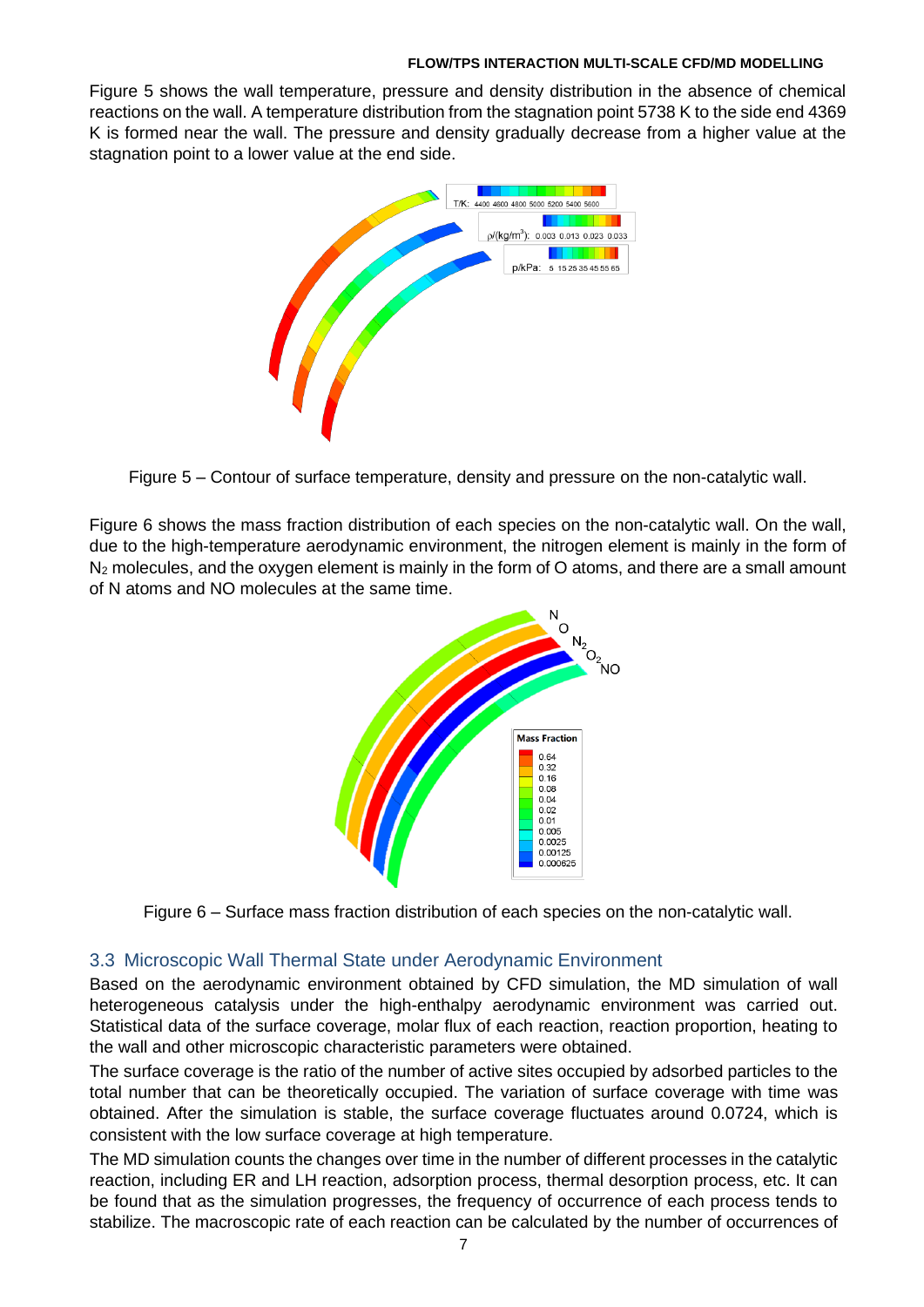Figure 5 shows the wall temperature, pressure and density distribution in the absence of chemical reactions on the wall. A temperature distribution from the stagnation point 5738 K to the side end 4369 K is formed near the wall. The pressure and density gradually decrease from a higher value at the stagnation point to a lower value at the end side.

Figure 5 – Contour of surface temperature, density and pressure on the non-catalytic wall.

Figure 6 shows the mass fraction distribution of each species on the non-catalytic wall. On the wall, due to the high-temperature aerodynamic environment, the nitrogen element is mainly in the form of $N_2$ molecules, and the oxygen element is mainly in the form of O atoms, and there are a small amount of N atoms and NO molecules at the same time.

Figure 6 – Surface mass fraction distribution of each species on the non-catalytic wall.

### 3.3 Microscopic Wall Thermal State under Aerodynamic Environment

Based on the aerodynamic environment obtained by CFD simulation, the MD simulation of wall heterogeneous catalysis under the high-enthalpy aerodynamic environment was carried out. Statistical data of the surface coverage, molar flux of each reaction, reaction proportion, heating to the wall and other microscopic characteristic parameters were obtained.

The surface coverage is the ratio of the number of active sites occupied by adsorbed particles to the total number that can be theoretically occupied. The variation of surface coverage with time was obtained. After the simulation is stable, the surface coverage fluctuates around 0.0724, which is consistent with the low surface coverage at high temperature.

The MD simulation counts the changes over time in the number of different processes in the catalytic reaction, including ER and LH reaction, adsorption process, thermal desorption process, etc. It can be found that as the simulation progresses, the frequency of occurrence of each process tends to stabilize. The macroscopic rate of each reaction can be calculated by the number of occurrences of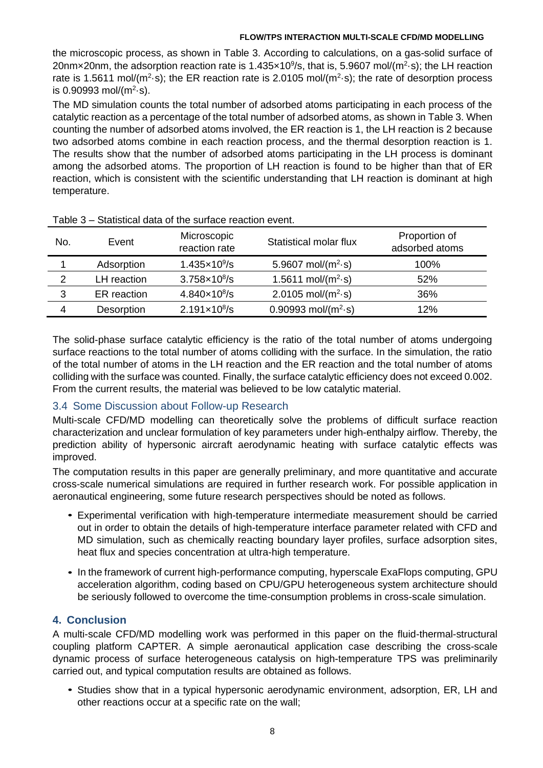the microscopic process, as shown in Table 3. According to calculations, on a gas-solid surface of 20nm×20nm, the adsorption reaction rate is $1.435\times10^9$/s, that is, 5.9607 mol/($m^2$·s); the LH reaction rate is 1.5611 mol/($m^2$·s); the ER reaction rate is 2.0105 mol/($m^2$·s); the rate of desorption process is 0.90993 mol/($m^2$·s).

The MD simulation counts the total number of adsorbed atoms participating in each process of the catalytic reaction as a percentage of the total number of adsorbed atoms, as shown in Table 3. When counting the number of adsorbed atoms involved, the ER reaction is 1, the LH reaction is 2 because two adsorbed atoms combine in each reaction process, and the thermal desorption reaction is 1. The results show that the number of adsorbed atoms participating in the LH process is dominant among the adsorbed atoms. The proportion of LH reaction is found to be higher than that of ER reaction, which is consistent with the scientific understanding that LH reaction is dominant at high temperature.

Table 3 – Statistical data of the surface reaction event.

| No. | Event | Microscopic reaction rate | Statistical molar flux | Proportion of adsorbed atoms |
|---|---|---|---|---|
| 1 | Adsorption | $1.435\times10^9$/s | 5.9607 mol/($m^2$·s) | 100% |
| 2 | LH reaction | $3.758\times10^8$/s | 1.5611 mol/($m^2$·s) | 52% |
| 3 | ER reaction | $4.840\times10^8$/s | 2.0105 mol/($m^2$·s) | 36% |
| 4 | Desorption | $2.191\times10^8$/s | 0.90993 mol/($m^2$·s) | 12% |

The solid-phase surface catalytic efficiency is the ratio of the total number of atoms undergoing surface reactions to the total number of atoms colliding with the surface. In the simulation, the ratio of the total number of atoms in the LH reaction and the ER reaction and the total number of atoms colliding with the surface was counted. Finally, the surface catalytic efficiency does not exceed 0.002. From the current results, the material was believed to be low catalytic material.

### 3.4 Some Discussion about Follow-up Research

Multi-scale CFD/MD modelling can theoretically solve the problems of difficult surface reaction characterization and unclear formulation of key parameters under high-enthalpy airflow. Thereby, the prediction ability of hypersonic aircraft aerodynamic heating with surface catalytic effects was improved.

The computation results in this paper are generally preliminary, and more quantitative and accurate cross-scale numerical simulations are required in further research work. For possible application in aeronautical engineering, some future research perspectives should be noted as follows.

- Experimental verification with high-temperature intermediate measurement should be carried out in order to obtain the details of high-temperature interface parameter related with CFD and MD simulation, such as chemically reacting boundary layer profiles, surface adsorption sites, heat flux and species concentration at ultra-high temperature.
- In the framework of current high-performance computing, hyperscale ExaFlops computing, GPU acceleration algorithm, coding based on CPU/GPU heterogeneous system architecture should be seriously followed to overcome the time-consumption problems in cross-scale simulation.

## 4. Conclusion

A multi-scale CFD/MD modelling work was performed in this paper on the fluid-thermal-structural coupling platform CAPTER. A simple aeronautical application case describing the cross-scale dynamic process of surface heterogeneous catalysis on high-temperature TPS was preliminarily carried out, and typical computation results are obtained as follows.

- Studies show that in a typical hypersonic aerodynamic environment, adsorption, ER, LH and other reactions occur at a specific rate on the wall;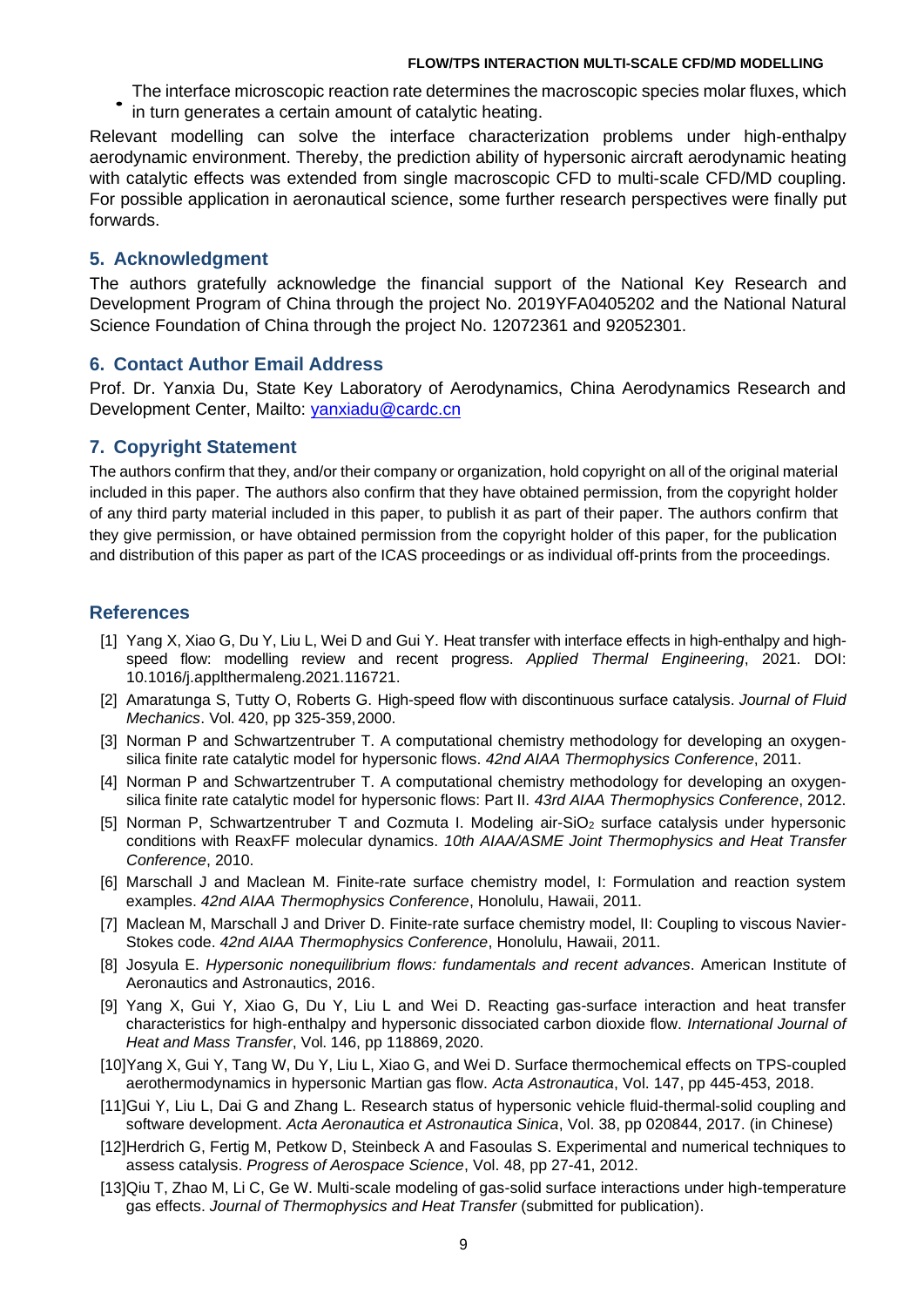- The interface microscopic reaction rate determines the macroscopic species molar fluxes, which in turn generates a certain amount of catalytic heating.

Relevant modelling can solve the interface characterization problems under high-enthalpy aerodynamic environment. Thereby, the prediction ability of hypersonic aircraft aerodynamic heating with catalytic effects was extended from single macroscopic CFD to multi-scale CFD/MD coupling. For possible application in aeronautical science, some further research perspectives were finally put forwards.

## 5. Acknowledgment

The authors gratefully acknowledge the financial support of the National Key Research and Development Program of China through the project No. 2019YFA0405202 and the National Natural Science Foundation of China through the project No. 12072361 and 92052301.

## 6. Contact Author Email Address

Prof. Dr. Yanxia Du, State Key Laboratory of Aerodynamics, China Aerodynamics Research and Development Center, Mailto: yanxiadu@cardc.cn

## 7. Copyright Statement

The authors confirm that they, and/or their company or organization, hold copyright on all of the original material included in this paper. The authors also confirm that they have obtained permission, from the copyright holder of any third party material included in this paper, to publish it as part of their paper. The authors confirm that they give permission, or have obtained permission from the copyright holder of this paper, for the publication and distribution of this paper as part of the ICAS proceedings or as individual off-prints from the proceedings.

## References

[1] Yang X, Xiao G, Du Y, Liu L, Wei D and Gui Y. Heat transfer with interface effects in high-enthalpy and high-speed flow: modelling review and recent progress. *Applied Thermal Engineering*, 2021. DOI: 10.1016/j.applthermaleng.2021.116721.

[2] Amaratunga S, Tutty O, Roberts G. High-speed flow with discontinuous surface catalysis. *Journal of Fluid Mechanics*. Vol. 420, pp 325-359, 2000.

[3] Norman P and Schwartzentruber T. A computational chemistry methodology for developing an oxygen-silica finite rate catalytic model for hypersonic flows. *42nd AIAA Thermophysics Conference*, 2011.

[4] Norman P and Schwartzentruber T. A computational chemistry methodology for developing an oxygen-silica finite rate catalytic model for hypersonic flows: Part II. *43rd AIAA Thermophysics Conference*, 2012.

[5] Norman P, Schwartzentruber T and Cozmuta I. Modeling air-$SiO_2$ surface catalysis under hypersonic conditions with ReaxFF molecular dynamics. *10th AIAA/ASME Joint Thermophysics and Heat Transfer Conference*, 2010.

[6] Marschall J and Maclean M. Finite-rate surface chemistry model, I: Formulation and reaction system examples. *42nd AIAA Thermophysics Conference*, Honolulu, Hawaii, 2011.

[7] Maclean M, Marschall J and Driver D. Finite-rate surface chemistry model, II: Coupling to viscous Navier-Stokes code. *42nd AIAA Thermophysics Conference*, Honolulu, Hawaii, 2011.

[8] Josyula E. *Hypersonic nonequilibrium flows: fundamentals and recent advances*. American Institute of Aeronautics and Astronautics, 2016.

[9] Yang X, Gui Y, Xiao G, Du Y, Liu L and Wei D. Reacting gas-surface interaction and heat transfer characteristics for high-enthalpy and hypersonic dissociated carbon dioxide flow. *International Journal of Heat and Mass Transfer*, Vol. 146, pp 118869, 2020.

[10] Yang X, Gui Y, Tang W, Du Y, Liu L, Xiao G, and Wei D. Surface thermochemical effects on TPS-coupled aerothermodynamics in hypersonic Martian gas flow. *Acta Astronautica*, Vol. 147, pp 445-453, 2018.

[11] Gui Y, Liu L, Dai G and Zhang L. Research status of hypersonic vehicle fluid-thermal-solid coupling and software development. *Acta Aeronautica et Astronautica Sinica*, Vol. 38, pp 020844, 2017. (in Chinese)

[12] Herdrich G, Fertig M, Petkow D, Steinbeck A and Fasoulas S. Experimental and numerical techniques to assess catalysis. *Progress of Aerospace Science*, Vol. 48, pp 27-41, 2012.

[13] Qiu T, Zhao M, Li C, Ge W. Multi-scale modeling of gas-solid surface interactions under high-temperature gas effects. *Journal of Thermophysics and Heat Transfer* (submitted for publication).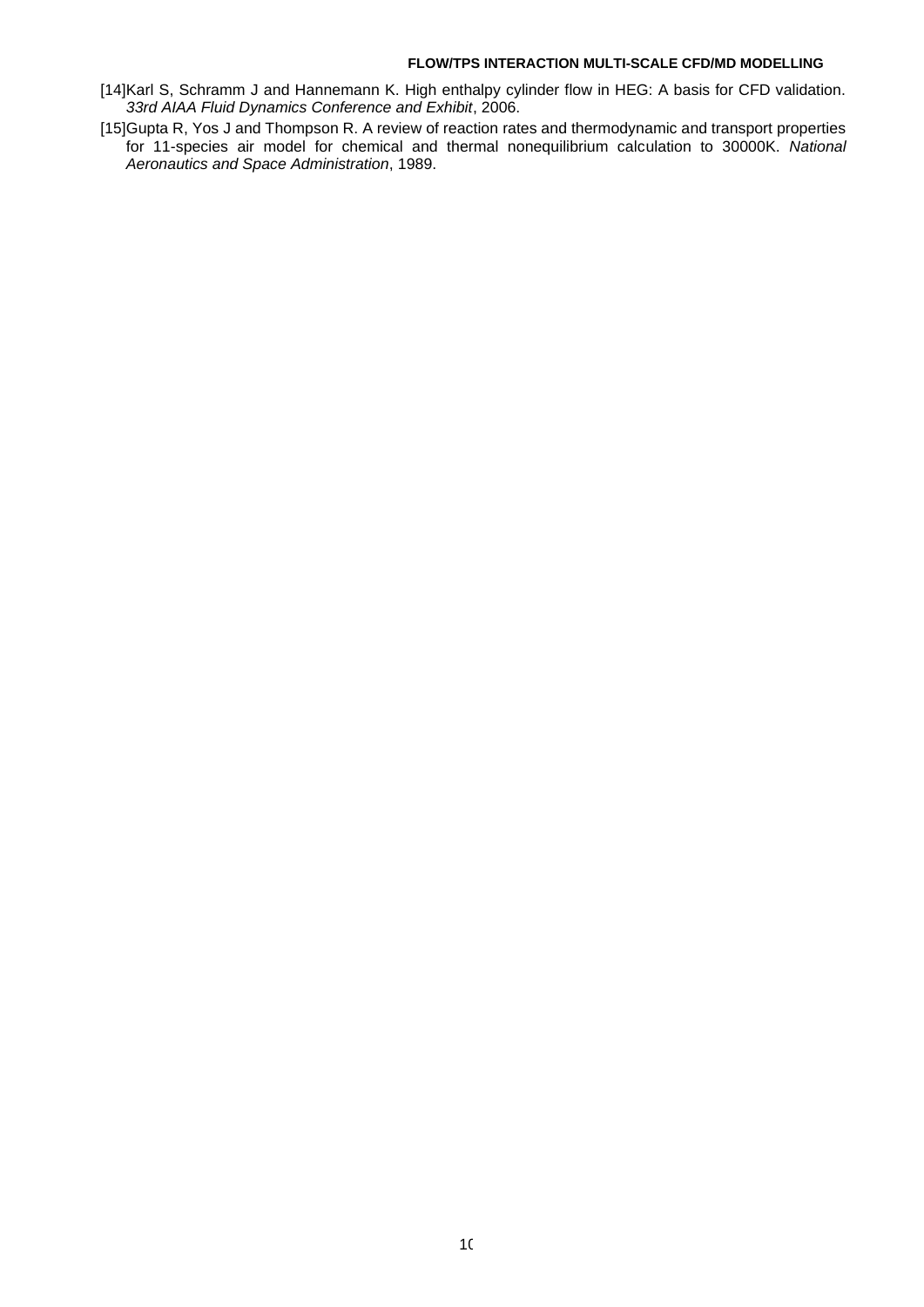[14]Karl S, Schramm J and Hannemann K. High enthalpy cylinder flow in HEG: A basis for CFD validation. *33rd AIAA Fluid Dynamics Conference and Exhibit*, 2006.

[15]Gupta R, Yos J and Thompson R. A review of reaction rates and thermodynamic and transport properties for 11-species air model for chemical and thermal nonequilibrium calculation to 30000K. *National Aeronautics and Space Administration*, 1989.